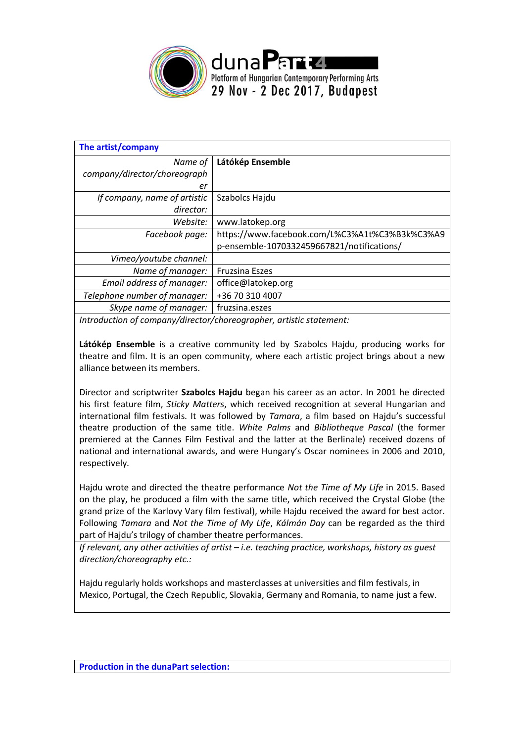dunaPart4
Platform of Hungarian Contemporary Performing Arts
29 Nov - 2 Dec 2017, Budapest

| The artist/company | |
|---|---|
| *Name of company/director/choreographer* | **Látókép Ensemble** |
| *If company, name of artistic director:* | Szabolcs Hajdu |
| *Website:* | www.latokep.org |
| *Facebook page:* | https://www.facebook.com/L%C3%A1t%C3%B3k%C3%A9p-ensemble-1070332459667821/notifications/ |
| *Vimeo/youtube channel:* | |
| *Name of manager:* | Fruzsina Eszes |
| *Email address of manager:* | office@latokep.org |
| *Telephone number of manager:* | +36 70 310 4007 |
| *Skype name of manager:* | fruzsina.eszes |

*Introduction of company/director/choreographer, artistic statement:*

**Látókép Ensemble** is a creative community led by Szabolcs Hajdu, producing works for theatre and film. It is an open community, where each artistic project brings about a new alliance between its members.

Director and scriptwriter **Szabolcs Hajdu** began his career as an actor. In 2001 he directed his first feature film, *Sticky Matters*, which received recognition at several Hungarian and international film festivals. It was followed by *Tamara*, a film based on Hajdu's successful theatre production of the same title. *White Palms* and *Bibliotheque Pascal* (the former premiered at the Cannes Film Festival and the latter at the Berlinale) received dozens of national and international awards, and were Hungary's Oscar nominees in 2006 and 2010, respectively.

Hajdu wrote and directed the theatre performance *Not the Time of My Life* in 2015. Based on the play, he produced a film with the same title, which received the Crystal Globe (the grand prize of the Karlovy Vary film festival), while Hajdu received the award for best actor. Following *Tamara* and *Not the Time of My Life*, *Kálmán Day* can be regarded as the third part of Hajdu's trilogy of chamber theatre performances.

*If relevant, any other activities of artist – i.e. teaching practice, workshops, history as guest direction/choreography etc.:*

Hajdu regularly holds workshops and masterclasses at universities and film festivals, in Mexico, Portugal, the Czech Republic, Slovakia, Germany and Romania, to name just a few.

**Production in the dunaPart selection:**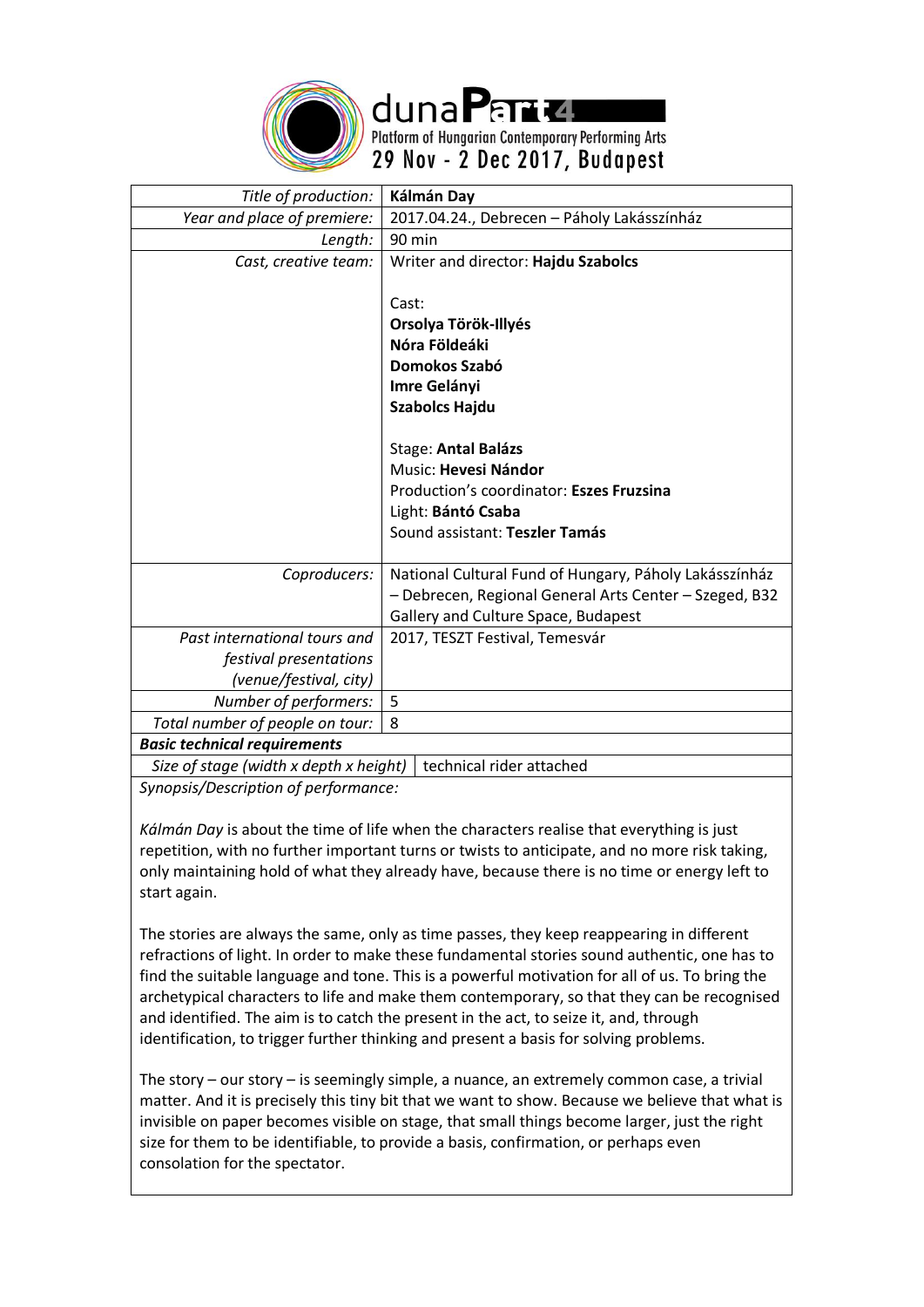duna**Part4**
Platform of Hungarian Contemporary Performing Arts
29 Nov - 2 Dec 2017, Budapest

| | |
|---|---|
| *Title of production:* | **Kálmán Day** |
| *Year and place of premiere:* | 2017.04.24., Debrecen – Páholy Lakásszínház |
| *Length:* | 90 min |
| *Cast, creative team:* | Writer and director: **Hajdu Szabolcs**<br><br>Cast:<br>**Orsolya Török-Illyés**<br>**Nóra Földeáki**<br>**Domokos Szabó**<br>**Imre Gelányi**<br>**Szabolcs Hajdu**<br><br>Stage: **Antal Balázs**<br>Music: **Hevesi Nándor**<br>Production's coordinator: **Eszes Fruzsina**<br>Light: **Bántó Csaba**<br>Sound assistant: **Teszler Tamás** |
| *Coproducers:* | National Cultural Fund of Hungary, Páholy Lakásszínház – Debrecen, Regional General Arts Center – Szeged, B32 Gallery and Culture Space, Budapest |
| *Past international tours and festival presentations (venue/festival, city)* | 2017, TESZT Festival, Temesvár |
| *Number of performers:* | 5 |
| *Total number of people on tour:* | 8 |
| ***Basic technical requirements*** | |
| *Size of stage (width x depth x height)* | technical rider attached |

*Synopsis/Description of performance:*

*Kálmán Day* is about the time of life when the characters realise that everything is just repetition, with no further important turns or twists to anticipate, and no more risk taking, only maintaining hold of what they already have, because there is no time or energy left to start again.

The stories are always the same, only as time passes, they keep reappearing in different refractions of light. In order to make these fundamental stories sound authentic, one has to find the suitable language and tone. This is a powerful motivation for all of us. To bring the archetypical characters to life and make them contemporary, so that they can be recognised and identified. The aim is to catch the present in the act, to seize it, and, through identification, to trigger further thinking and present a basis for solving problems.

The story – our story – is seemingly simple, a nuance, an extremely common case, a trivial matter. And it is precisely this tiny bit that we want to show. Because we believe that what is invisible on paper becomes visible on stage, that small things become larger, just the right size for them to be identifiable, to provide a basis, confirmation, or perhaps even consolation for the spectator.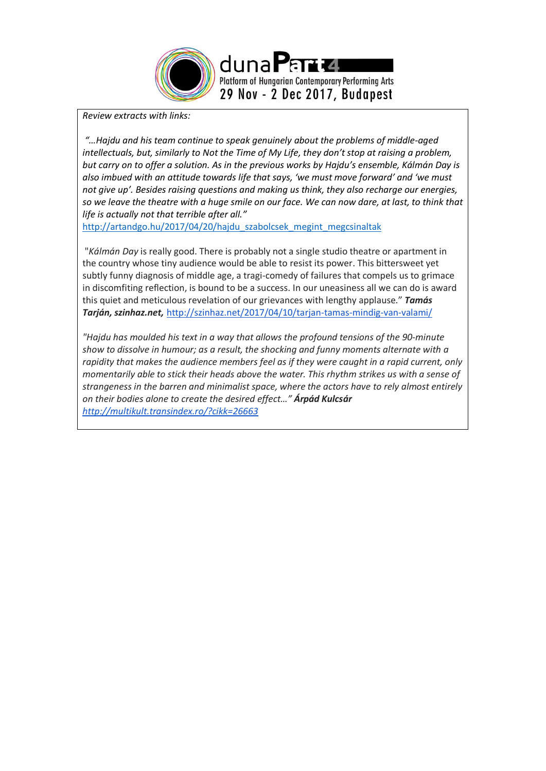duna**Part**4
Platform of Hungarian Contemporary Performing Arts
29 Nov - 2 Dec 2017, Budapest

*Review extracts with links:*

*"…Hajdu and his team continue to speak genuinely about the problems of middle-aged intellectuals, but, similarly to Not the Time of My Life, they don't stop at raising a problem, but carry on to offer a solution. As in the previous works by Hajdu's ensemble, Kálmán Day is also imbued with an attitude towards life that says, 'we must move forward' and 'we must not give up'. Besides raising questions and making us think, they also recharge our energies, so we leave the theatre with a huge smile on our face. We can now dare, at last, to think that life is actually not that terrible after all."*
http://artandgo.hu/2017/04/20/hajdu_szabolcsek_megint_megcsinaltak

"*Kálmán Day* is really good. There is probably not a single studio theatre or apartment in the country whose tiny audience would be able to resist its power. This bittersweet yet subtly funny diagnosis of middle age, a tragi-comedy of failures that compels us to grimace in discomfiting reflection, is bound to be a success. In our uneasiness all we can do is award this quiet and meticulous revelation of our grievances with lengthy applause." ***Tamás Tarján, szinhaz.net,*** http://szinhaz.net/2017/04/10/tarjan-tamas-mindig-van-valami/

*"Hajdu has moulded his text in a way that allows the profound tensions of the 90-minute show to dissolve in humour; as a result, the shocking and funny moments alternate with a rapidity that makes the audience members feel as if they were caught in a rapid current, only momentarily able to stick their heads above the water. This rhythm strikes us with a sense of strangeness in the barren and minimalist space, where the actors have to rely almost entirely on their bodies alone to create the desired effect…"* ***Árpád Kulcsár***
*http://multikult.transindex.ro/?cikk=26663*